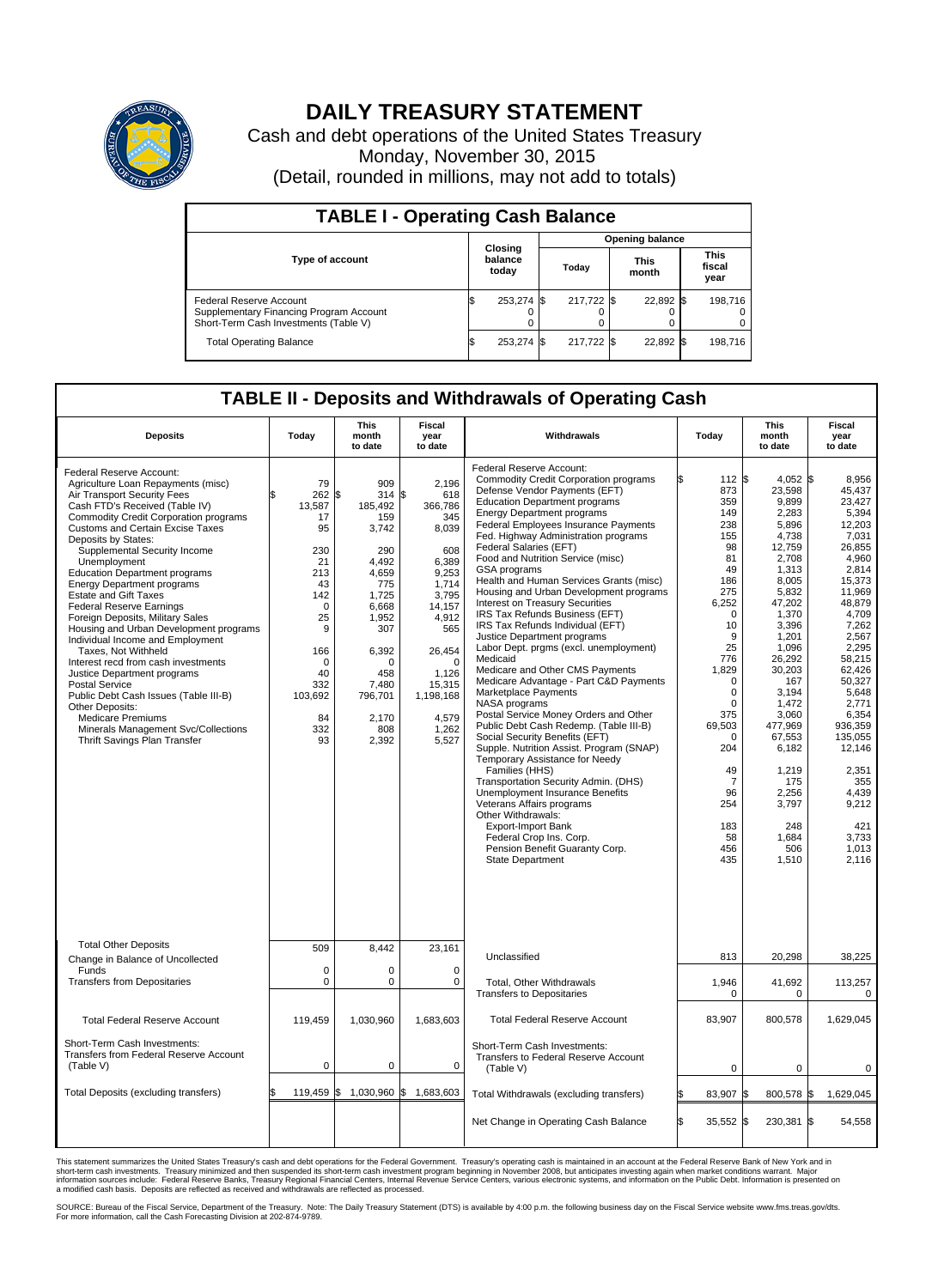# DAILY TREASURY STATEMENT

Cash and debt operations of the United States Treasury
Monday, November 30, 2015
(Detail, rounded in millions, may not add to totals)

## TABLE I - Operating Cash Balance

| Type of account | Closing balance today | Opening balance Today | Opening balance This month | Opening balance This fiscal year |
|---|---|---|---|---|
| Federal Reserve Account | $ 253,274 | $ 217,722 | $ 22,892 | $ 198,716 |
| Supplementary Financing Program Account | 0 | 0 | 0 | 0 |
| Short-Term Cash Investments (Table V) | 0 | 0 | 0 | 0 |
| Total Operating Balance | $ 253,274 | $ 217,722 | $ 22,892 | $ 198,716 |

## TABLE II - Deposits and Withdrawals of Operating Cash

| Deposits | Today | This month to date | Fiscal year to date |
|---|---|---|---|
| Federal Reserve Account: | | | |
| Agriculture Loan Repayments (misc) | $ 79 | $ 909 | $ 2,196 |
| Air Transport Security Fees | 262 | 314 | 618 |
| Cash FTD's Received (Table IV) | 13,587 | 185,492 | 366,786 |
| Commodity Credit Corporation programs | 17 | 159 | 345 |
| Customs and Certain Excise Taxes | 95 | 3,742 | 8,039 |
| Deposits by States: | | | |
| Supplemental Security Income | 230 | 290 | 608 |
| Unemployment | 21 | 4,492 | 6,389 |
| Education Department programs | 213 | 4,659 | 9,253 |
| Energy Department programs | 43 | 775 | 1,714 |
| Estate and Gift Taxes | 142 | 1,725 | 3,795 |
| Federal Reserve Earnings | 0 | 6,668 | 14,157 |
| Foreign Deposits, Military Sales | 25 | 1,952 | 4,912 |
| Housing and Urban Development programs | 9 | 307 | 565 |
| Individual Income and Employment Taxes, Not Withheld | 166 | 6,392 | 26,454 |
| Interest recd from cash investments | 0 | 0 | 0 |
| Justice Department programs | 40 | 458 | 1,126 |
| Postal Service | 332 | 7,480 | 15,315 |
| Public Debt Cash Issues (Table III-B) | 103,692 | 796,701 | 1,198,168 |
| Other Deposits: | | | |
| Medicare Premiums | 84 | 2,170 | 4,579 |
| Minerals Management Svc/Collections | 332 | 808 | 1,262 |
| Thrift Savings Plan Transfer | 93 | 2,392 | 5,527 |
| Total Other Deposits | 509 | 8,442 | 23,161 |
| Change in Balance of Uncollected Funds | 0 | 0 | 0 |
| Transfers from Depositaries | 0 | 0 | 0 |
| Total Federal Reserve Account | 119,459 | 1,030,960 | 1,683,603 |
| Short-Term Cash Investments: Transfers from Federal Reserve Account (Table V) | 0 | 0 | 0 |
| Total Deposits (excluding transfers) | $ 119,459 | $ 1,030,960 | $ 1,683,603 |

| Withdrawals | Today | This month to date | Fiscal year to date |
|---|---|---|---|
| Federal Reserve Account: | | | |
| Commodity Credit Corporation programs | $ 112 | $ 4,052 | $ 8,956 |
| Defense Vendor Payments (EFT) | 873 | 23,598 | 45,437 |
| Education Department programs | 359 | 9,899 | 23,427 |
| Energy Department programs | 149 | 2,283 | 5,394 |
| Federal Employees Insurance Payments | 238 | 5,896 | 12,203 |
| Fed. Highway Administration programs | 155 | 4,738 | 7,031 |
| Federal Salaries (EFT) | 98 | 12,759 | 26,855 |
| Food and Nutrition Service (misc) | 81 | 2,708 | 4,960 |
| GSA programs | 49 | 1,313 | 2,814 |
| Health and Human Services Grants (misc) | 186 | 8,005 | 15,373 |
| Housing and Urban Development programs | 275 | 5,832 | 11,969 |
| Interest on Treasury Securities | 6,252 | 47,202 | 48,879 |
| IRS Tax Refunds Business (EFT) | 0 | 1,370 | 4,709 |
| IRS Tax Refunds Individual (EFT) | 10 | 3,396 | 7,262 |
| Justice Department programs | 9 | 1,201 | 2,567 |
| Labor Dept. prgms (excl. unemployment) | 25 | 1,096 | 2,295 |
| Medicaid | 776 | 26,292 | 58,215 |
| Medicare and Other CMS Payments | 1,829 | 30,203 | 62,426 |
| Medicare Advantage - Part C&D Payments | 0 | 167 | 50,327 |
| Marketplace Payments | 0 | 3,194 | 5,648 |
| NASA programs | 0 | 1,472 | 2,771 |
| Postal Service Money Orders and Other | 375 | 3,060 | 6,354 |
| Public Debt Cash Redemp. (Table III-B) | 69,503 | 477,969 | 936,359 |
| Social Security Benefits (EFT) | 0 | 67,553 | 135,055 |
| Supple. Nutrition Assist. Program (SNAP) | 204 | 6,182 | 12,146 |
| Temporary Assistance for Needy Families (HHS) | 49 | 1,219 | 2,351 |
| Transportation Security Admin. (DHS) | 7 | 175 | 355 |
| Unemployment Insurance Benefits | 96 | 2,256 | 4,439 |
| Veterans Affairs programs | 254 | 3,797 | 9,212 |
| Other Withdrawals: | | | |
| Export-Import Bank | 183 | 248 | 421 |
| Federal Crop Ins. Corp. | 58 | 1,684 | 3,733 |
| Pension Benefit Guaranty Corp. | 456 | 506 | 1,013 |
| State Department | 435 | 1,510 | 2,116 |
| Unclassified | 813 | 20,298 | 38,225 |
| Total, Other Withdrawals | 1,946 | 41,692 | 113,257 |
| Transfers to Depositaries | 0 | 0 | 0 |
| Total Federal Reserve Account | 83,907 | 800,578 | 1,629,045 |
| Short-Term Cash Investments: Transfers to Federal Reserve Account (Table V) | 0 | 0 | 0 |
| Total Withdrawals (excluding transfers) | $ 83,907 | $ 800,578 | $ 1,629,045 |
| Net Change in Operating Cash Balance | $ 35,552 | $ 230,381 | $ 54,558 |

This statement summarizes the United States Treasury's cash and debt operations for the Federal Government. Treasury's operating cash is maintained in an account at the Federal Reserve Bank of New York and in short-term cash investments. Treasury minimized and then suspended its short-term cash investment program beginning in November 2008, but anticipates investing again when market conditions warrant. Major information sources include: Federal Reserve Banks, Treasury Regional Financial Centers, Internal Revenue Service Centers, various electronic systems, and information on the Public Debt. Information is presented on a modified cash basis. Deposits are reflected as received and withdrawals are reflected as processed.

SOURCE: Bureau of the Fiscal Service, Department of the Treasury. Note: The Daily Treasury Statement (DTS) is available by 4:00 p.m. the following business day on the Fiscal Service website www.fms.treas.gov/dts. For more information, call the Cash Forecasting Division at 202-874-9789.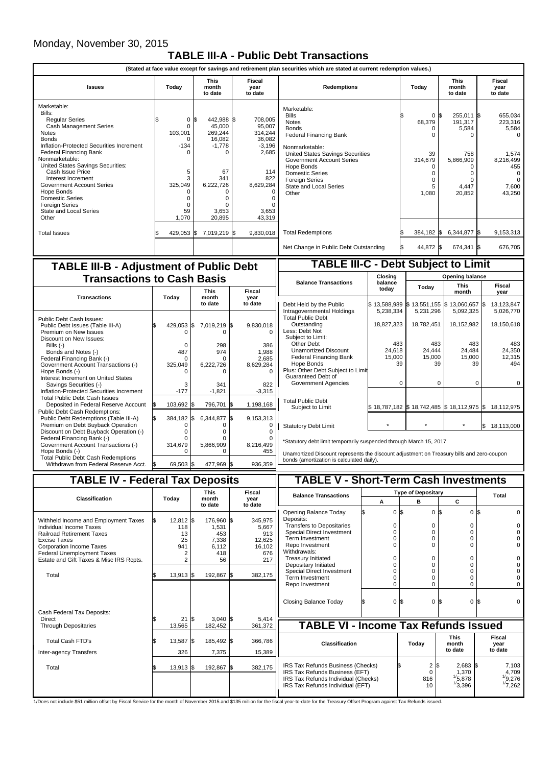Monday, November 30, 2015

# TABLE III-A - Public Debt Transactions

(Stated at face value except for savings and retirement plan securities which are stated at current redemption values.)

| Issues | Today | This month to date | Fiscal year to date |
|---|---|---|---|
| Marketable: | | | |
| Bills: | | | |
| Regular Series | $ 0 | $ 442,988 | $ 708,005 |
| Cash Management Series | 0 | 45,000 | 95,007 |
| Notes | 103,001 | 269,244 | 314,244 |
| Bonds | 0 | 16,082 | 36,082 |
| Inflation-Protected Securities Increment | -134 | -1,778 | -3,196 |
| Federal Financing Bank | 0 | 0 | 2,685 |
| Nonmarketable: | | | |
| United States Savings Securities: | | | |
| Cash Issue Price | 5 | 67 | 114 |
| Interest Increment | 3 | 341 | 822 |
| Government Account Series | 325,049 | 6,222,726 | 8,629,284 |
| Hope Bonds | 0 | 0 | 0 |
| Domestic Series | 0 | 0 | 0 |
| Foreign Series | 0 | 0 | 0 |
| State and Local Series | 59 | 3,653 | 3,653 |
| Other | 1,070 | 20,895 | 43,319 |
| Total Issues | $ 429,053 | $ 7,019,219 | $ 9,830,018 |

| Redemptions | Today | This month to date | Fiscal year to date |
|---|---|---|---|
| Marketable: | | | |
| Bills | $ 0 | $ 255,011 | $ 655,034 |
| Notes | 68,379 | 191,317 | 223,316 |
| Bonds | 0 | 5,584 | 5,584 |
| Federal Financing Bank | 0 | 0 | 0 |
| Nonmarketable: | | | |
| United States Savings Securities | 39 | 758 | 1,574 |
| Government Account Series | 314,679 | 5,866,909 | 8,216,499 |
| Hope Bonds | 0 | 0 | 455 |
| Domestic Series | 0 | 0 | 0 |
| Foreign Series | 0 | 0 | 0 |
| State and Local Series | 5 | 4,447 | 7,600 |
| Other | 1,080 | 20,852 | 43,250 |
| Total Redemptions | $ 384,182 | $ 6,344,877 | $ 9,153,313 |
| Net Change in Public Debt Outstanding | $ 44,872 | $ 674,341 | $ 676,705 |

# TABLE III-B - Adjustment of Public Debt Transactions to Cash Basis

| Transactions | Today | This month to date | Fiscal year to date |
|---|---|---|---|
| Public Debt Cash Issues: | | | |
| Public Debt Issues (Table III-A) | $ 429,053 | $ 7,019,219 | $ 9,830,018 |
| Premium on New Issues | 0 | 0 | 0 |
| Discount on New Issues: | | | |
| Bills (-) | 0 | 298 | 386 |
| Bonds and Notes (-) | 487 | 974 | 1,988 |
| Federal Financing Bank (-) | 0 | 0 | 2,685 |
| Government Account Transactions (-) | 325,049 | 6,222,726 | 8,629,284 |
| Hope Bonds (-) | 0 | 0 | 0 |
| Interest Increment on United States Savings Securities (-) | 3 | 341 | 822 |
| Inflation-Protected Securities Increment | -177 | -1,821 | -3,315 |
| Total Public Debt Cash Issues Deposited in Federal Reserve Account | $ 103,692 | $ 796,701 | $ 1,198,168 |
| Public Debt Cash Redemptions: | | | |
| Public Debt Redemptions (Table III-A) | $ 384,182 | $ 6,344,877 | $ 9,153,313 |
| Premium on Debt Buyback Operation | 0 | 0 | 0 |
| Discount on Debt Buyback Operation (-) | 0 | 0 | 0 |
| Federal Financing Bank (-) | 0 | 0 | 0 |
| Government Account Transactions (-) | 314,679 | 5,866,909 | 8,216,499 |
| Hope Bonds (-) | 0 | 0 | 455 |
| Total Public Debt Cash Redemptions Withdrawn from Federal Reserve Acct. | $ 69,503 | $ 477,969 | $ 936,359 |

# TABLE III-C - Debt Subject to Limit

| Balance Transactions | Closing balance today | Opening balance Today | Opening balance This month | Opening balance Fiscal year |
|---|---|---|---|---|
| Debt Held by the Public | $ 13,588,989 | $ 13,551,155 | $ 13,060,657 | $ 13,123,847 |
| Intragovernmental Holdings | 5,238,334 | 5,231,296 | 5,092,325 | 5,026,770 |
| Total Public Debt Outstanding | 18,827,323 | 18,782,451 | 18,152,982 | 18,150,618 |
| Less: Debt Not Subject to Limit: | | | | |
| Other Debt | 483 | 483 | 483 | 483 |
| Unamortized Discount | 24,618 | 24,444 | 24,484 | 24,350 |
| Federal Financing Bank | 15,000 | 15,000 | 15,000 | 12,315 |
| Hope Bonds | 39 | 39 | 39 | 494 |
| Plus: Other Debt Subject to Limit | | | | |
| Guaranteed Debt of Government Agencies | 0 | 0 | 0 | 0 |
| Total Public Debt Subject to Limit | $ 18,787,182 | $ 18,742,485 | $ 18,112,975 | $ 18,112,975 |
| Statutory Debt Limit | * | * | * | $ 18,113,000 |

*Statutory debt limit temporarily suspended through March 15, 2017

Unamortized Discount represents the discount adjustment on Treasury bills and zero-coupon bonds (amortization is calculated daily).

# TABLE IV - Federal Tax Deposits

| Classification | Today | This month to date | Fiscal year to date |
|---|---|---|---|
| Withheld Income and Employment Taxes | $ 12,812 | $ 176,960 | $ 345,975 |
| Individual Income Taxes | 118 | 1,531 | 5,667 |
| Railroad Retirement Taxes | 13 | 453 | 913 |
| Excise Taxes | 25 | 7,338 | 12,625 |
| Corporation Income Taxes | 941 | 6,112 | 16,102 |
| Federal Unemployment Taxes | 2 | 418 | 676 |
| Estate and Gift Taxes & Misc IRS Rcpts. | 2 | 56 | 217 |
| Total | $ 13,913 | $ 192,867 | $ 382,175 |
| Cash Federal Tax Deposits: | | | |
| Direct | $ 21 | $ 3,040 | $ 5,414 |
| Through Depositaries | 13,565 | 182,452 | 361,372 |
| Total Cash FTD's | $ 13,587 | $ 185,492 | $ 366,786 |
| Inter-agency Transfers | 326 | 7,375 | 15,389 |
| Total | $ 13,913 | $ 192,867 | $ 382,175 |

# TABLE V - Short-Term Cash Investments

| Balance Transactions | Type of Depositary A | Type of Depositary B | Type of Depositary C | Total |
|---|---|---|---|---|
| Opening Balance Today | $ 0 | $ 0 | $ 0 | $ 0 |
| Deposits: | | | | |
| Transfers to Depositaries | 0 | 0 | 0 | 0 |
| Special Direct Investment | 0 | 0 | 0 | 0 |
| Term Investment | 0 | 0 | 0 | 0 |
| Repo Investment | 0 | 0 | 0 | 0 |
| Withdrawals: | | | | |
| Treasury Initiated | 0 | 0 | 0 | 0 |
| Depositary Initiated | 0 | 0 | 0 | 0 |
| Special Direct Investment | 0 | 0 | 0 | 0 |
| Term Investment | 0 | 0 | 0 | 0 |
| Repo Investment | 0 | 0 | 0 | 0 |
| Closing Balance Today | $ 0 | $ 0 | $ 0 | $ 0 |

# TABLE VI - Income Tax Refunds Issued

| Classification | Today | This month to date | Fiscal year to date |
|---|---|---|---|
| IRS Tax Refunds Business (Checks) | $ 2 | $ 2,683 | $ 7,103 |
| IRS Tax Refunds Business (EFT) | 0 | 1,370 | 4,709 |
| IRS Tax Refunds Individual (Checks) | 816 | 1/ 5,878 | 1/ 9,276 |
| IRS Tax Refunds Individual (EFT) | 10 | 1/ 3,396 | 1/ 7,262 |

1/Does not include $51 million offset by Fiscal Service for the month of November 2015 and $135 million for the fiscal year-to-date for the Treasury Offset Program against Tax Refunds issued.